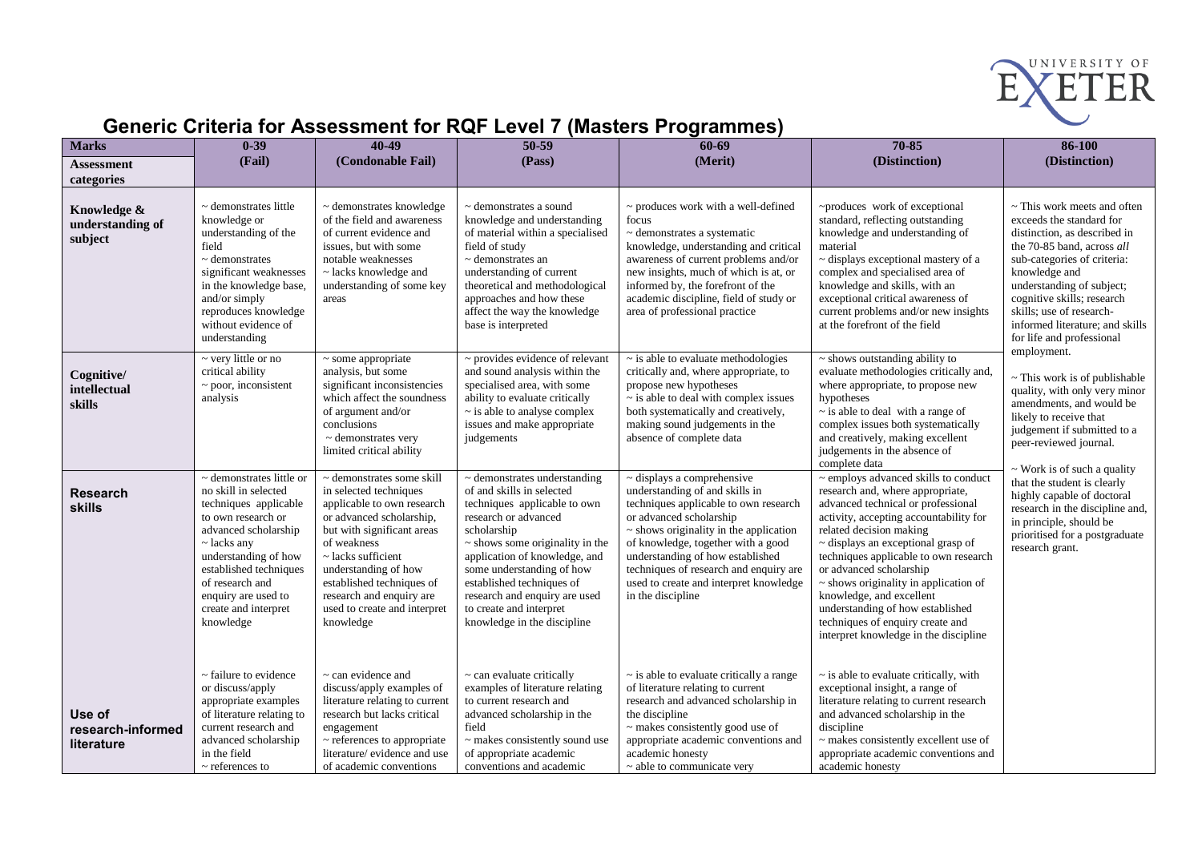# Generic Criteria for Assessment for RQF Level 7 (Masters Programmes)

| **Marks**<br><br>**Assessment categories** | **0-39 (Fail)** | **40-49 (Condonable Fail)** | **50-59 (Pass)** | **60-69 (Merit)** | **70-85 (Distinction)** | **86-100 (Distinction)** |
|---|---|---|---|---|---|---|
| **Knowledge & understanding of subject** | ~ demonstrates little knowledge or understanding of the field<br>~ demonstrates significant weaknesses in the knowledge base, and/or simply reproduces knowledge without evidence of understanding | ~ demonstrates knowledge of the field and awareness of current evidence and issues, but with some notable weaknesses<br>~ lacks knowledge and understanding of some key areas | ~ demonstrates a sound knowledge and understanding of material within a specialised field of study<br>~ demonstrates an understanding of current theoretical and methodological approaches and how these affect the way the knowledge base is interpreted | ~ produces work with a well-defined focus<br>~ demonstrates a systematic knowledge, understanding and critical awareness of current problems and/or new insights, much of which is at, or informed by, the forefront of the academic discipline, field of study or area of professional practice | ~produces work of exceptional standard, reflecting outstanding knowledge and understanding of material<br>~ displays exceptional mastery of a complex and specialised area of knowledge and skills, with an exceptional critical awareness of current problems and/or new insights at the forefront of the field | ~ This work meets and often exceeds the standard for distinction, as described in the 70-85 band, across *all* sub-categories of criteria: knowledge and understanding of subject; cognitive skills; research skills; use of research-informed literature; and skills for life and professional employment.<br><br>~ This work is of publishable quality, with only very minor amendments, and would be likely to receive that judgement if submitted to a peer-reviewed journal.<br><br>~ Work is of such a quality that the student is clearly highly capable of doctoral research in the discipline and, in principle, should be prioritised for a postgraduate research grant. |
| **Cognitive/ intellectual skills** | ~ very little or no critical ability<br>~ poor, inconsistent analysis | ~ some appropriate analysis, but some significant inconsistencies which affect the soundness of argument and/or conclusions<br>~ demonstrates very limited critical ability | ~ provides evidence of relevant and sound analysis within the specialised area, with some ability to evaluate critically<br>~ is able to analyse complex issues and make appropriate judgements | ~ is able to evaluate methodologies critically and, where appropriate, to propose new hypotheses<br>~ is able to deal with complex issues both systematically and creatively, making sound judgements in the absence of complete data | ~ shows outstanding ability to evaluate methodologies critically and, where appropriate, to propose new hypotheses<br>~ is able to deal with a range of complex issues both systematically and creatively, making excellent judgements in the absence of complete data | |
| **Research skills** | ~ demonstrates little or no skill in selected techniques applicable to own research or advanced scholarship<br>~ lacks any understanding of how established techniques of research and enquiry are used to create and interpret knowledge | ~ demonstrates some skill in selected techniques applicable to own research or advanced scholarship, but with significant areas of weakness<br>~ lacks sufficient understanding of how established techniques of research and enquiry are used to create and interpret knowledge | ~ demonstrates understanding of and skills in selected techniques applicable to own research or advanced scholarship<br>~ shows some originality in the application of knowledge, and some understanding of how established techniques of research and enquiry are used to create and interpret knowledge in the discipline | ~ displays a comprehensive understanding of and skills in techniques applicable to own research or advanced scholarship<br>~ shows originality in the application of knowledge, together with a good understanding of how established techniques of research and enquiry are used to create and interpret knowledge in the discipline | ~ employs advanced skills to conduct research and, where appropriate, advanced technical or professional activity, accepting accountability for related decision making<br>~ displays an exceptional grasp of techniques applicable to own research or advanced scholarship<br>~ shows originality in application of knowledge, and excellent understanding of how established techniques of enquiry create and interpret knowledge in the discipline | |
| **Use of research-informed literature** | ~ failure to evidence or discuss/apply appropriate examples of literature relating to current research and advanced scholarship in the field<br>~ references to | ~ can evidence and discuss/apply examples of literature relating to current research but lacks critical engagement<br>~ references to appropriate literature/ evidence and use of academic conventions | ~ can evaluate critically examples of literature relating to current research and advanced scholarship in the field<br>~ makes consistently sound use of appropriate academic conventions and academic | ~ is able to evaluate critically a range of literature relating to current research and advanced scholarship in the discipline<br>~ makes consistently good use of appropriate academic conventions and academic honesty<br>~ able to communicate very | ~ is able to evaluate critically, with exceptional insight, a range of literature relating to current research and advanced scholarship in the discipline<br>~ makes consistently excellent use of appropriate academic conventions and academic honesty | |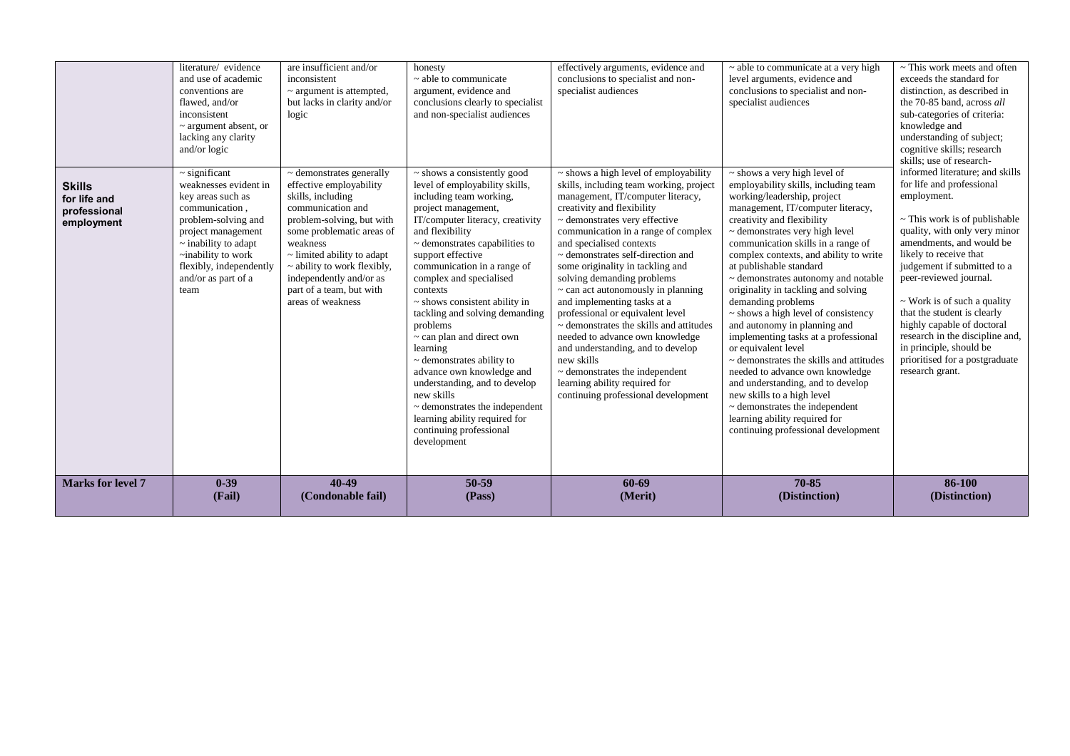| | | | | | | |
|---|---|---|---|---|---|---|
| | literature/ evidence and use of academic conventions are flawed, and/or inconsistent<br>~ argument absent, or lacking any clarity and/or logic | are insufficient and/or inconsistent<br>~ argument is attempted, but lacks in clarity and/or logic | honesty<br>~ able to communicate argument, evidence and conclusions clearly to specialist and non-specialist audiences | effectively arguments, evidence and conclusions to specialist and non-specialist audiences | ~ able to communicate at a very high level arguments, evidence and conclusions to specialist and non-specialist audiences | ~ This work meets and often exceeds the standard for distinction, as described in the 70-85 band, across *all* sub-categories of criteria: knowledge and understanding of subject; cognitive skills; research skills; use of research-informed literature; and skills for life and professional employment.<br><br>~ This work is of publishable quality, with only very minor amendments, and would be likely to receive that judgement if submitted to a peer-reviewed journal.<br><br>~ Work is of such a quality that the student is clearly highly capable of doctoral research in the discipline and, in principle, should be prioritised for a postgraduate research grant. |
| **Skills for life and professional employment** | ~ significant weaknesses evident in key areas such as communication , problem-solving and project management<br>~ inability to adapt<br>~inability to work flexibly, independently and/or as part of a team | ~ demonstrates generally effective employability skills, including communication and problem-solving, but with some problematic areas of weakness<br>~ limited ability to adapt<br>~ ability to work flexibly, independently and/or as part of a team, but with areas of weakness | ~ shows a consistently good level of employability skills, including team working, project management, IT/computer literacy, creativity and flexibility<br>~ demonstrates capabilities to support effective communication in a range of complex and specialised contexts<br>~ shows consistent ability in tackling and solving demanding problems<br>~ can plan and direct own learning<br>~ demonstrates ability to advance own knowledge and understanding, and to develop new skills<br>~ demonstrates the independent learning ability required for continuing professional development | ~ shows a high level of employability skills, including team working, project management, IT/computer literacy, creativity and flexibility<br>~ demonstrates very effective communication in a range of complex and specialised contexts<br>~ demonstrates self-direction and some originality in tackling and solving demanding problems<br>~ can act autonomously in planning and implementing tasks at a professional or equivalent level<br>~ demonstrates the skills and attitudes needed to advance own knowledge and understanding, and to develop new skills<br>~ demonstrates the independent learning ability required for continuing professional development | ~ shows a very high level of employability skills, including team working/leadership, project management, IT/computer literacy, creativity and flexibility<br>~ demonstrates very high level communication skills in a range of complex contexts, and ability to write at publishable standard<br>~ demonstrates autonomy and notable originality in tackling and solving demanding problems<br>~ shows a high level of consistency and autonomy in planning and implementing tasks at a professional or equivalent level<br>~ demonstrates the skills and attitudes needed to advance own knowledge and understanding, and to develop new skills to a high level<br>~ demonstrates the independent learning ability required for continuing professional development | |
| **Marks for level 7** | **0-39 (Fail)** | **40-49 (Condonable fail)** | **50-59 (Pass)** | **60-69 (Merit)** | **70-85 (Distinction)** | **86-100 (Distinction)** |